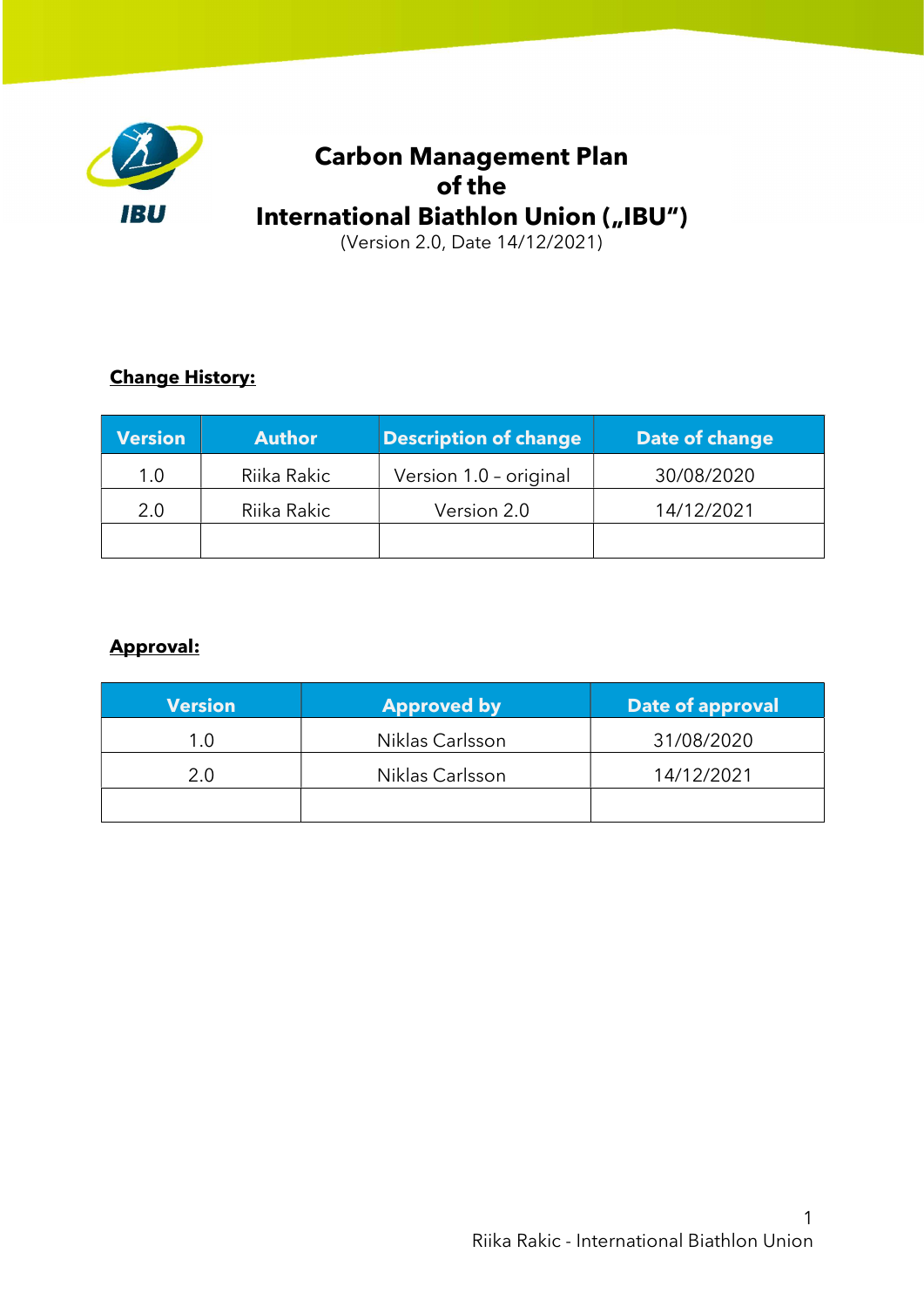# Carbon Management Plan of the International Biathlon Union („IBU")

(Version 2.0, Date 14/12/2021)

**Change History:**

| Version | Author | Description of change | Date of change |
|---|---|---|---|
| 1.0 | Riika Rakic | Version 1.0 – original | 30/08/2020 |
| 2.0 | Riika Rakic | Version 2.0 | 14/12/2021 |
| | | | |

**Approval:**

| Version | Approved by | Date of approval |
|---|---|---|
| 1.0 | Niklas Carlsson | 31/08/2020 |
| 2.0 | Niklas Carlsson | 14/12/2021 |
| | | |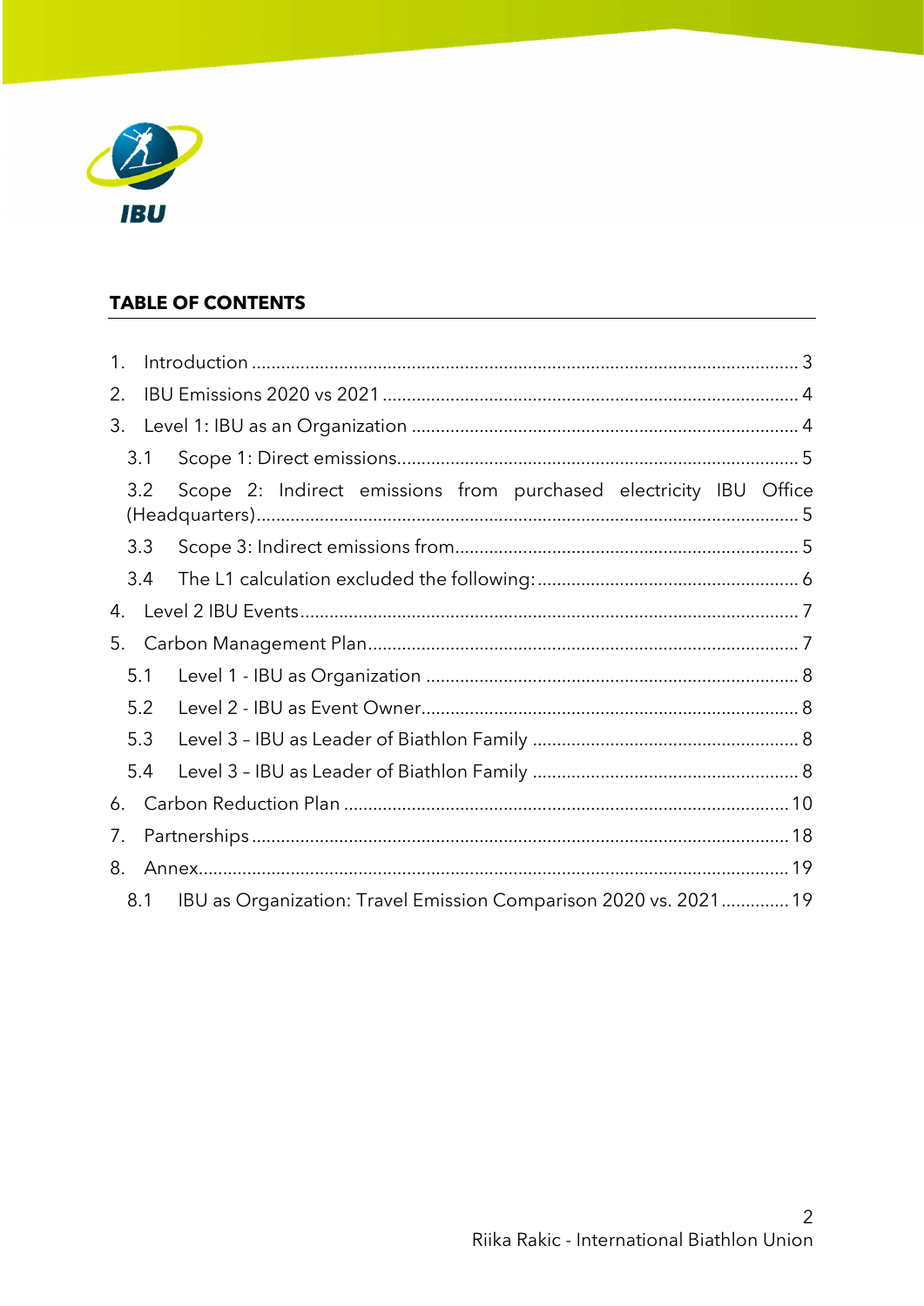## TABLE OF CONTENTS

1. Introduction ........................................................................................................ 3
2. IBU Emissions 2020 vs 2021 .............................................................................. 4
3. Level 1: IBU as an Organization ........................................................................ 4
   - 3.1 Scope 1: Direct emissions.............................................................................. 5
   - 3.2 Scope 2: Indirect emissions from purchased electricity IBU Office (Headquarters)........................................................................................................ 5
   - 3.3 Scope 3: Indirect emissions from.................................................................... 5
   - 3.4 The L1 calculation excluded the following:.................................................... 6
4. Level 2 IBU Events.............................................................................................. 7
5. Carbon Management Plan.................................................................................. 7
   - 5.1 Level 1 - IBU as Organization ....................................................................... 8
   - 5.2 Level 2 - IBU as Event Owner........................................................................ 8
   - 5.3 Level 3 – IBU as Leader of Biathlon Family .................................................. 8
   - 5.4 Level 3 – IBU as Leader of Biathlon Family .................................................. 8
6. Carbon Reduction Plan ..................................................................................... 10
7. Partnerships ...................................................................................................... 18
8. Annex................................................................................................................. 19
   - 8.1 IBU as Organization: Travel Emission Comparison 2020 vs. 2021.............. 19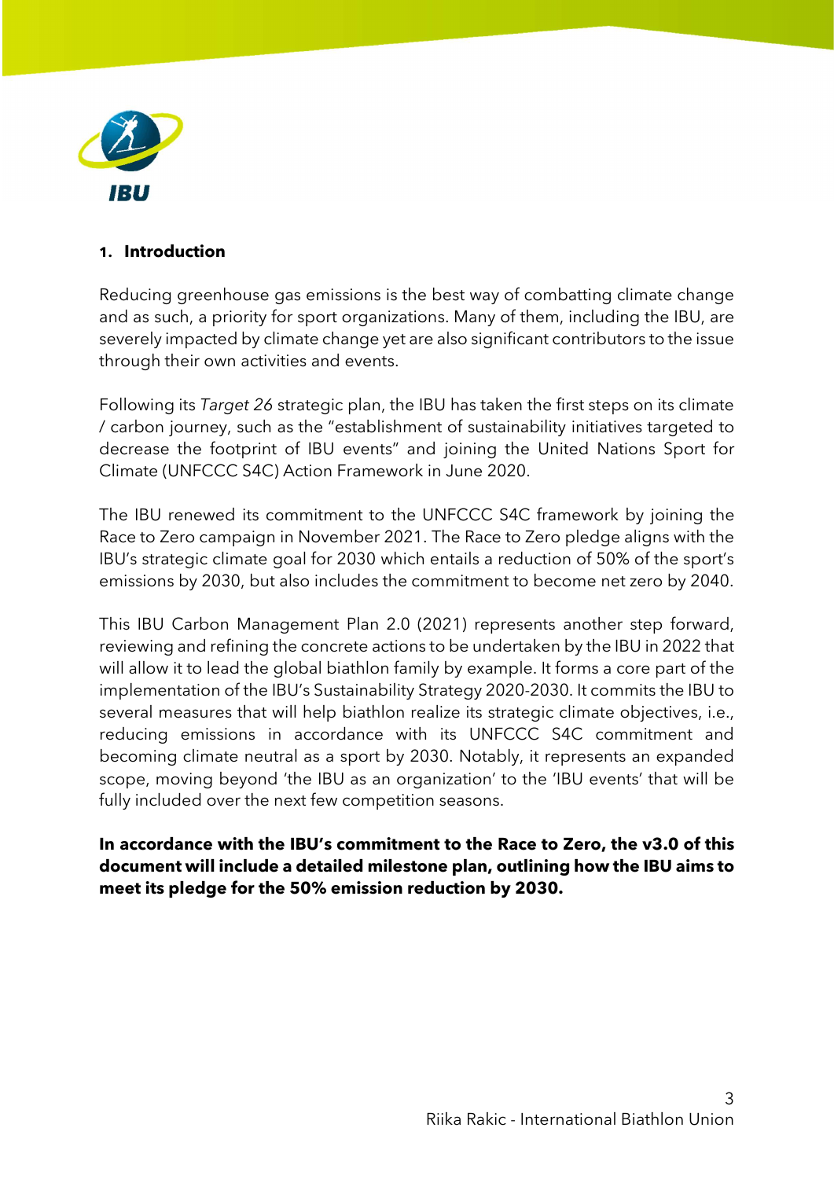## 1. Introduction

Reducing greenhouse gas emissions is the best way of combatting climate change and as such, a priority for sport organizations. Many of them, including the IBU, are severely impacted by climate change yet are also significant contributors to the issue through their own activities and events.

Following its *Target 26* strategic plan, the IBU has taken the first steps on its climate / carbon journey, such as the "establishment of sustainability initiatives targeted to decrease the footprint of IBU events" and joining the United Nations Sport for Climate (UNFCCC S4C) Action Framework in June 2020.

The IBU renewed its commitment to the UNFCCC S4C framework by joining the Race to Zero campaign in November 2021. The Race to Zero pledge aligns with the IBU's strategic climate goal for 2030 which entails a reduction of 50% of the sport's emissions by 2030, but also includes the commitment to become net zero by 2040.

This IBU Carbon Management Plan 2.0 (2021) represents another step forward, reviewing and refining the concrete actions to be undertaken by the IBU in 2022 that will allow it to lead the global biathlon family by example. It forms a core part of the implementation of the IBU's Sustainability Strategy 2020-2030. It commits the IBU to several measures that will help biathlon realize its strategic climate objectives, i.e., reducing emissions in accordance with its UNFCCC S4C commitment and becoming climate neutral as a sport by 2030. Notably, it represents an expanded scope, moving beyond 'the IBU as an organization' to the 'IBU events' that will be fully included over the next few competition seasons.

**In accordance with the IBU's commitment to the Race to Zero, the v3.0 of this document will include a detailed milestone plan, outlining how the IBU aims to meet its pledge for the 50% emission reduction by 2030.**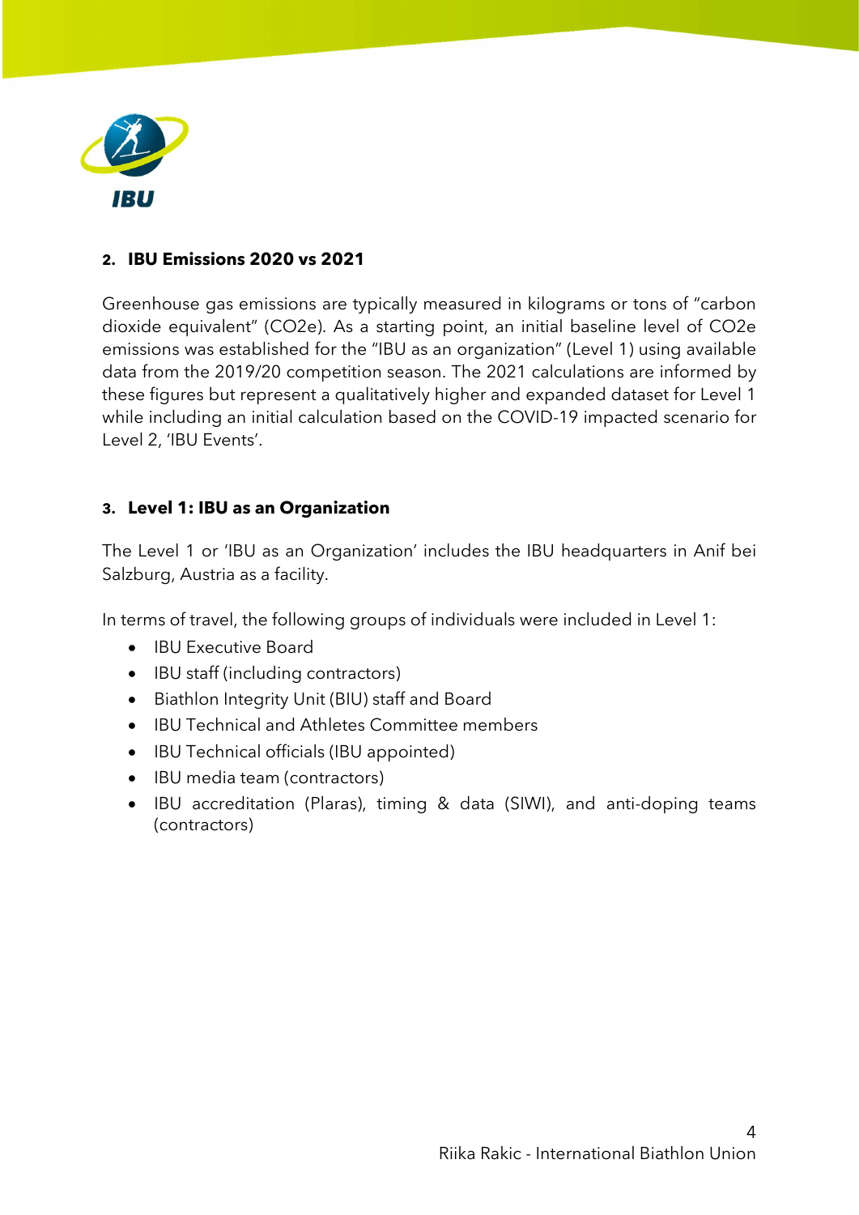## 2. IBU Emissions 2020 vs 2021

Greenhouse gas emissions are typically measured in kilograms or tons of "carbon dioxide equivalent" (CO2e). As a starting point, an initial baseline level of CO2e emissions was established for the "IBU as an organization" (Level 1) using available data from the 2019/20 competition season. The 2021 calculations are informed by these figures but represent a qualitatively higher and expanded dataset for Level 1 while including an initial calculation based on the COVID-19 impacted scenario for Level 2, 'IBU Events'.

## 3. Level 1: IBU as an Organization

The Level 1 or 'IBU as an Organization' includes the IBU headquarters in Anif bei Salzburg, Austria as a facility.

In terms of travel, the following groups of individuals were included in Level 1:

- IBU Executive Board
- IBU staff (including contractors)
- Biathlon Integrity Unit (BIU) staff and Board
- IBU Technical and Athletes Committee members
- IBU Technical officials (IBU appointed)
- IBU media team (contractors)
- IBU accreditation (Plaras), timing & data (SIWI), and anti-doping teams (contractors)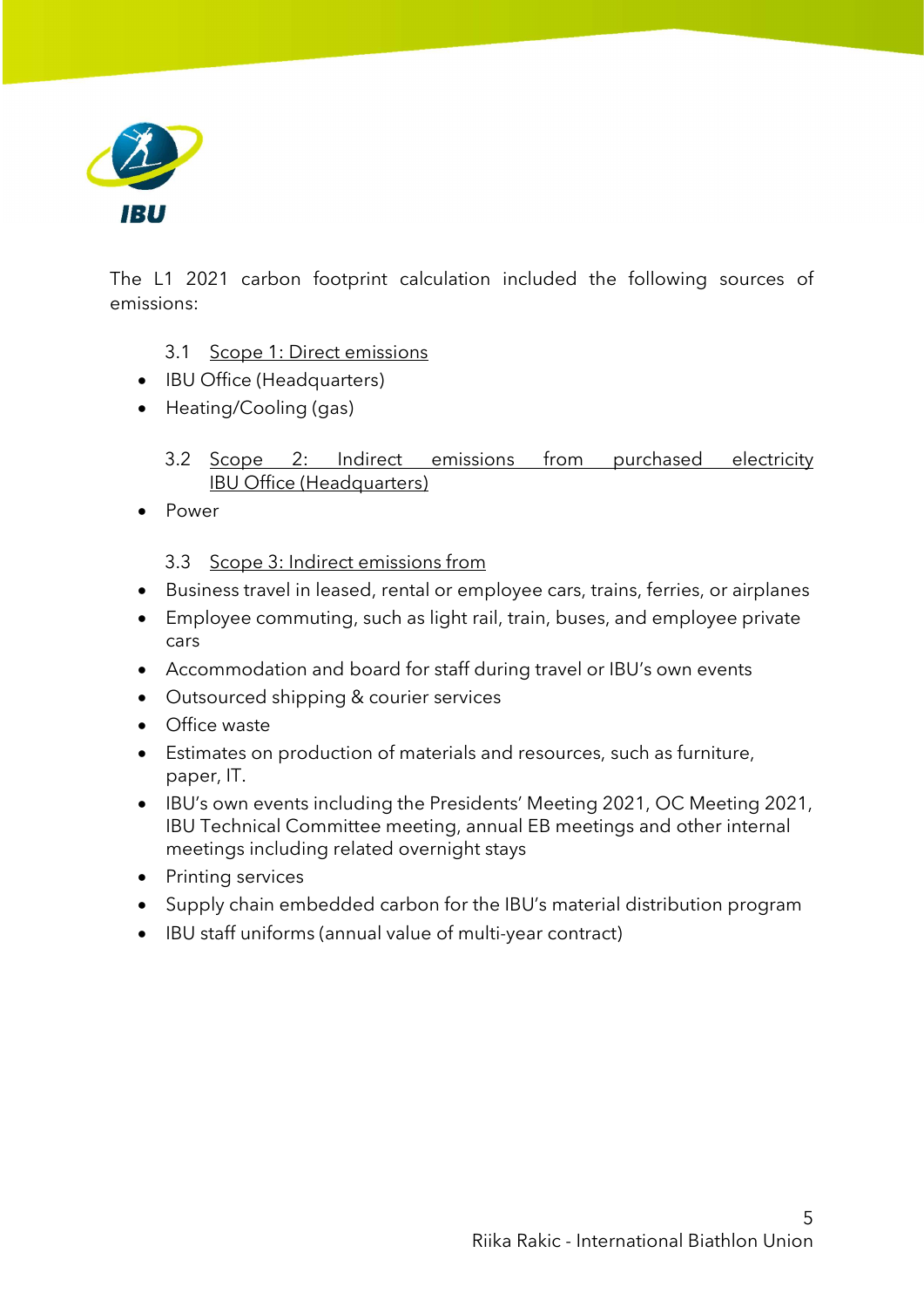The L1 2021 carbon footprint calculation included the following sources of emissions:

### 3.1 Scope 1: Direct emissions

- IBU Office (Headquarters)
- Heating/Cooling (gas)

### 3.2 Scope 2: Indirect emissions from purchased electricity IBU Office (Headquarters)

- Power

### 3.3 Scope 3: Indirect emissions from

- Business travel in leased, rental or employee cars, trains, ferries, or airplanes
- Employee commuting, such as light rail, train, buses, and employee private cars
- Accommodation and board for staff during travel or IBU's own events
- Outsourced shipping & courier services
- Office waste
- Estimates on production of materials and resources, such as furniture, paper, IT.
- IBU's own events including the Presidents' Meeting 2021, OC Meeting 2021, IBU Technical Committee meeting, annual EB meetings and other internal meetings including related overnight stays
- Printing services
- Supply chain embedded carbon for the IBU's material distribution program
- IBU staff uniforms (annual value of multi-year contract)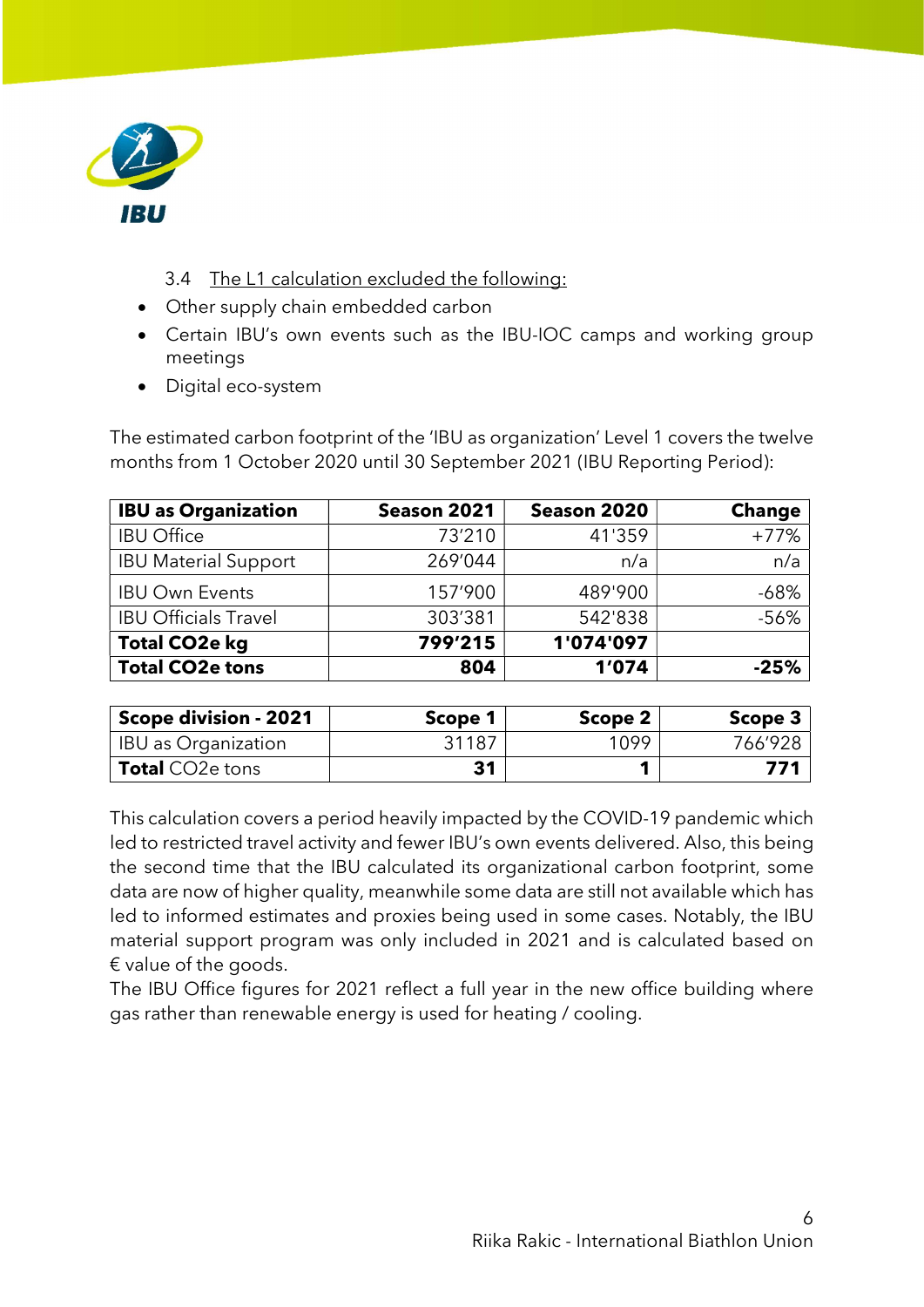### 3.4 The L1 calculation excluded the following:

- Other supply chain embedded carbon
- Certain IBU's own events such as the IBU-IOC camps and working group meetings
- Digital eco-system

The estimated carbon footprint of the 'IBU as organization' Level 1 covers the twelve months from 1 October 2020 until 30 September 2021 (IBU Reporting Period):

| **IBU as Organization** | **Season 2021** | **Season 2020** | **Change** |
|---|---|---|---|
| IBU Office | 73'210 | 41'359 | +77% |
| IBU Material Support | 269'044 | n/a | n/a |
| IBU Own Events | 157'900 | 489'900 | -68% |
| IBU Officials Travel | 303'381 | 542'838 | -56% |
| **Total $CO_2e$ kg** | **799'215** | **1'074'097** | |
| **Total $CO_2e$ tons** | **804** | **1'074** | **-25%** |

| **Scope division - 2021** | **Scope 1** | **Scope 2** | **Scope 3** |
|---|---|---|---|
| IBU as Organization | 31187 | 1099 | 766'928 |
| **Total** $CO_2e$ tons | **31** | **1** | **771** |

This calculation covers a period heavily impacted by the COVID-19 pandemic which led to restricted travel activity and fewer IBU's own events delivered. Also, this being the second time that the IBU calculated its organizational carbon footprint, some data are now of higher quality, meanwhile some data are still not available which has led to informed estimates and proxies being used in some cases. Notably, the IBU material support program was only included in 2021 and is calculated based on € value of the goods.

The IBU Office figures for 2021 reflect a full year in the new office building where gas rather than renewable energy is used for heating / cooling.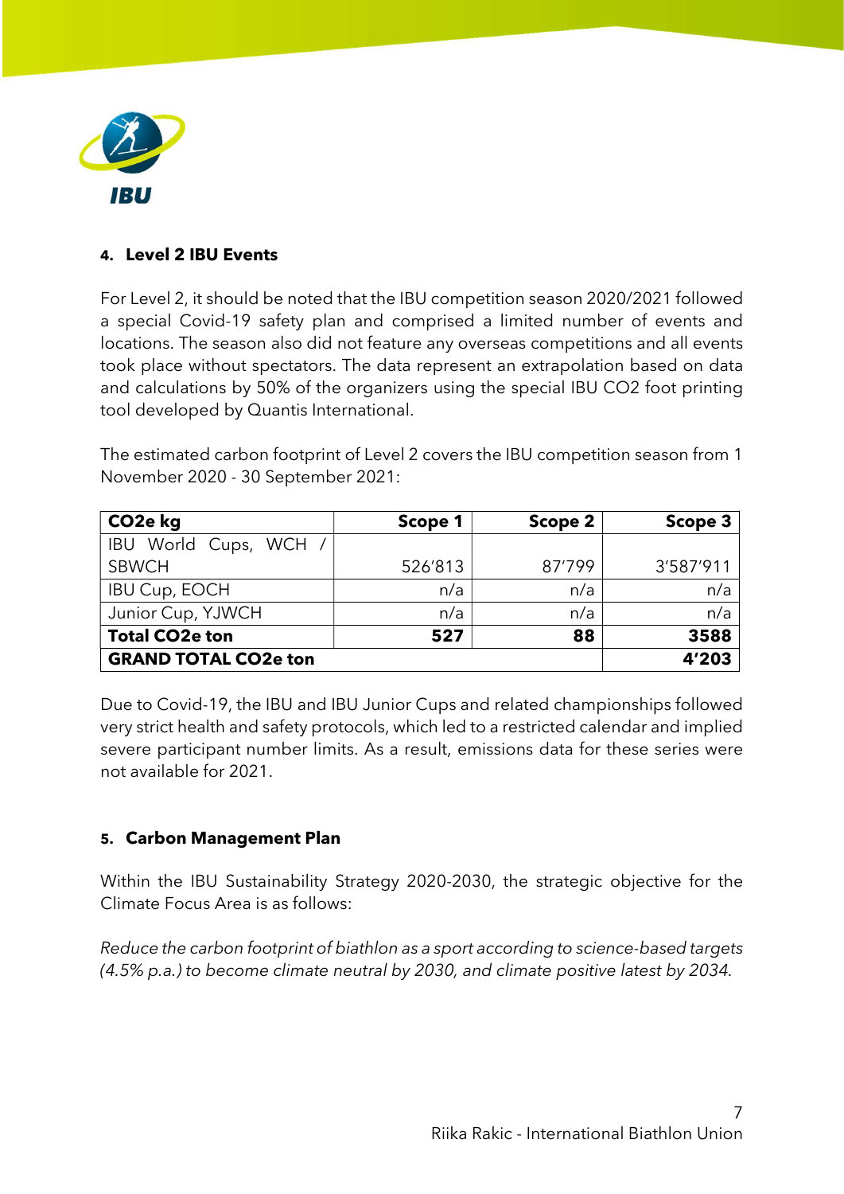## 4. Level 2 IBU Events

For Level 2, it should be noted that the IBU competition season 2020/2021 followed a special Covid-19 safety plan and comprised a limited number of events and locations. The season also did not feature any overseas competitions and all events took place without spectators. The data represent an extrapolation based on data and calculations by 50% of the organizers using the special IBU CO2 foot printing tool developed by Quantis International.

The estimated carbon footprint of Level 2 covers the IBU competition season from 1 November 2020 - 30 September 2021:

| CO2e kg | Scope 1 | Scope 2 | Scope 3 |
|---|---|---|---|
| IBU World Cups, WCH / SBWCH | 526'813 | 87'799 | 3'587'911 |
| IBU Cup, EOCH | n/a | n/a | n/a |
| Junior Cup, YJWCH | n/a | n/a | n/a |
| **Total CO2e ton** | **527** | **88** | **3588** |
| **GRAND TOTAL CO2e ton** | | | **4'203** |

Due to Covid-19, the IBU and IBU Junior Cups and related championships followed very strict health and safety protocols, which led to a restricted calendar and implied severe participant number limits. As a result, emissions data for these series were not available for 2021.

## 5. Carbon Management Plan

Within the IBU Sustainability Strategy 2020-2030, the strategic objective for the Climate Focus Area is as follows:

*Reduce the carbon footprint of biathlon as a sport according to science-based targets (4.5% p.a.) to become climate neutral by 2030, and climate positive latest by 2034.*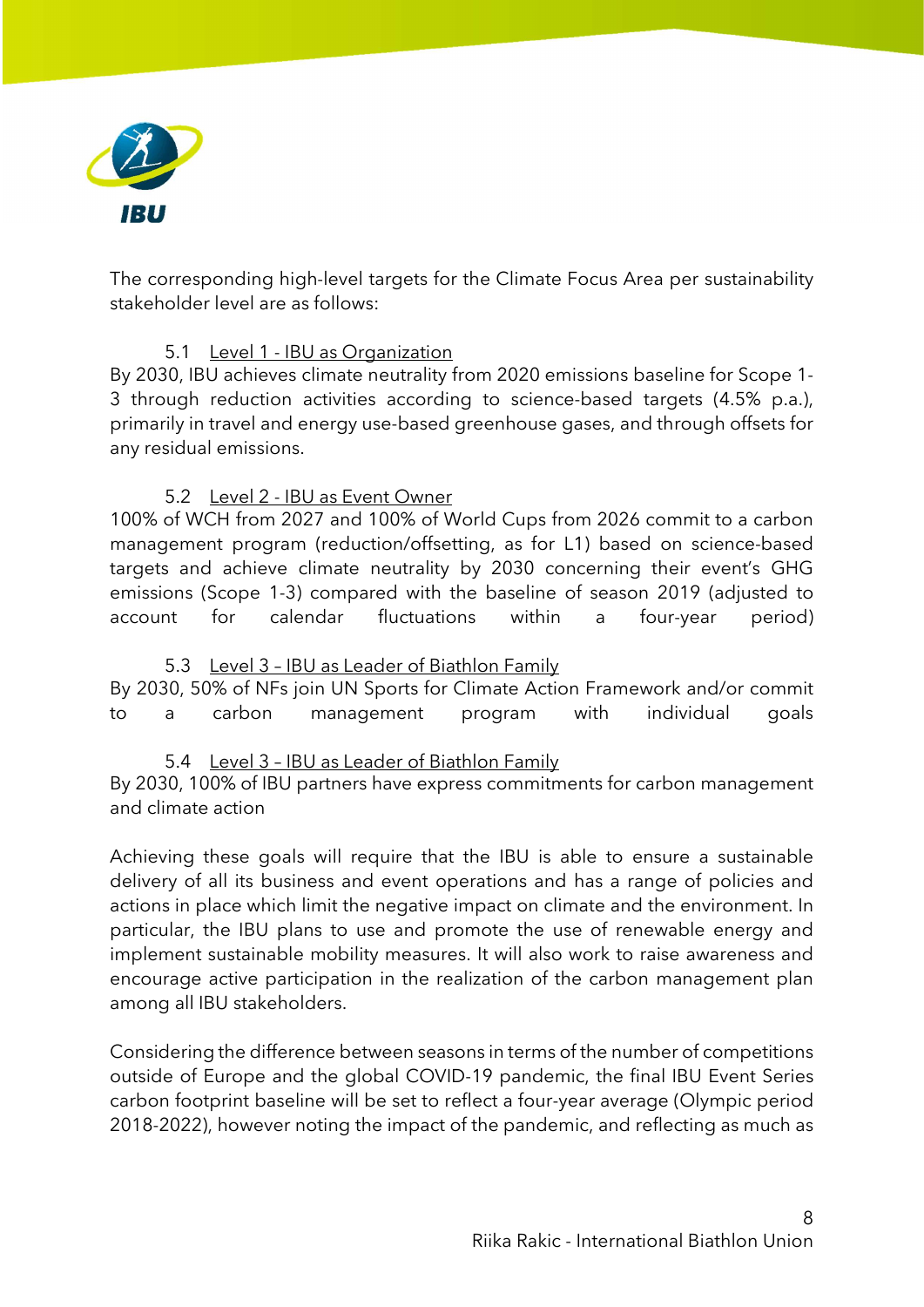The corresponding high-level targets for the Climate Focus Area per sustainability stakeholder level are as follows:

### 5.1 Level 1 - IBU as Organization

By 2030, IBU achieves climate neutrality from 2020 emissions baseline for Scope 1-3 through reduction activities according to science-based targets (4.5% p.a.), primarily in travel and energy use-based greenhouse gases, and through offsets for any residual emissions.

### 5.2 Level 2 - IBU as Event Owner

100% of WCH from 2027 and 100% of World Cups from 2026 commit to a carbon management program (reduction/offsetting, as for L1) based on science-based targets and achieve climate neutrality by 2030 concerning their event's GHG emissions (Scope 1-3) compared with the baseline of season 2019 (adjusted to account for calendar fluctuations within a four-year period)

### 5.3 Level 3 – IBU as Leader of Biathlon Family

By 2030, 50% of NFs join UN Sports for Climate Action Framework and/or commit to a carbon management program with individual goals

### 5.4 Level 3 – IBU as Leader of Biathlon Family

By 2030, 100% of IBU partners have express commitments for carbon management and climate action

Achieving these goals will require that the IBU is able to ensure a sustainable delivery of all its business and event operations and has a range of policies and actions in place which limit the negative impact on climate and the environment. In particular, the IBU plans to use and promote the use of renewable energy and implement sustainable mobility measures. It will also work to raise awareness and encourage active participation in the realization of the carbon management plan among all IBU stakeholders.

Considering the difference between seasons in terms of the number of competitions outside of Europe and the global COVID-19 pandemic, the final IBU Event Series carbon footprint baseline will be set to reflect a four-year average (Olympic period 2018-2022), however noting the impact of the pandemic, and reflecting as much as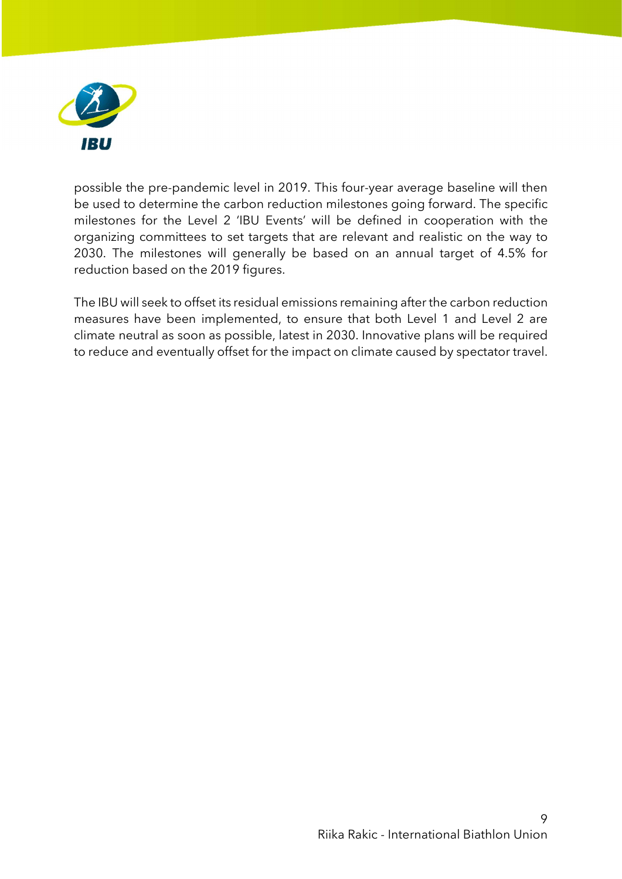possible the pre-pandemic level in 2019. This four-year average baseline will then be used to determine the carbon reduction milestones going forward. The specific milestones for the Level 2 'IBU Events' will be defined in cooperation with the organizing committees to set targets that are relevant and realistic on the way to 2030. The milestones will generally be based on an annual target of 4.5% for reduction based on the 2019 figures.

The IBU will seek to offset its residual emissions remaining after the carbon reduction measures have been implemented, to ensure that both Level 1 and Level 2 are climate neutral as soon as possible, latest in 2030. Innovative plans will be required to reduce and eventually offset for the impact on climate caused by spectator travel.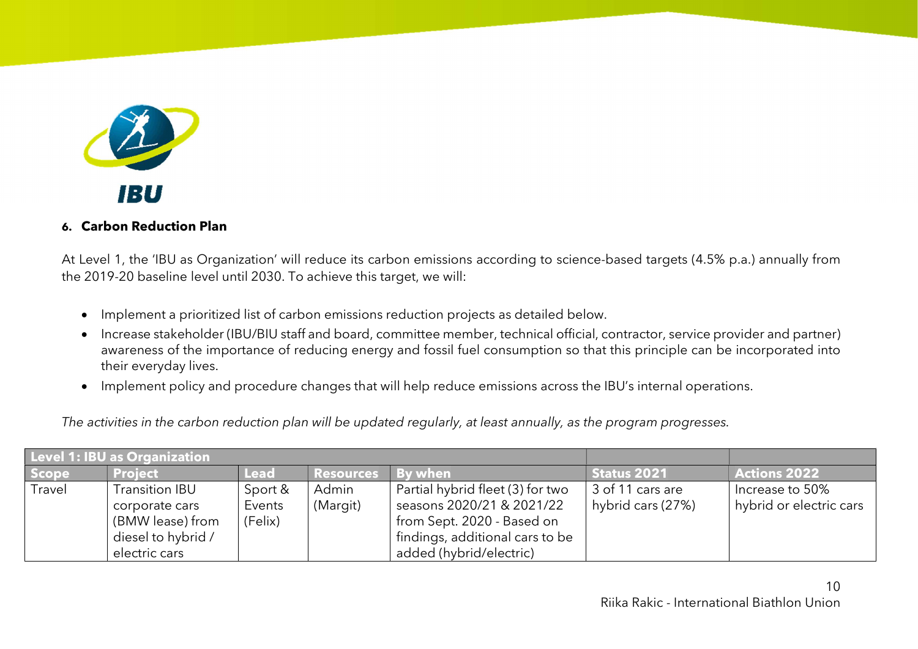## 6. Carbon Reduction Plan

At Level 1, the 'IBU as Organization' will reduce its carbon emissions according to science-based targets (4.5% p.a.) annually from the 2019-20 baseline level until 2030. To achieve this target, we will:

- Implement a prioritized list of carbon emissions reduction projects as detailed below.
- Increase stakeholder (IBU/BIU staff and board, committee member, technical official, contractor, service provider and partner) awareness of the importance of reducing energy and fossil fuel consumption so that this principle can be incorporated into their everyday lives.
- Implement policy and procedure changes that will help reduce emissions across the IBU's internal operations.

*The activities in the carbon reduction plan will be updated regularly, at least annually, as the program progresses.*

| **Level 1: IBU as Organization** | | | | | | |
|---|---|---|---|---|---|---|
| **Scope** | **Project** | **Lead** | **Resources** | **By when** | **Status 2021** | **Actions 2022** |
| Travel | Transition IBU corporate cars (BMW lease) from diesel to hybrid / electric cars | Sport & Events (Felix) | Admin (Margit) | Partial hybrid fleet (3) for two seasons 2020/21 & 2021/22 from Sept. 2020 - Based on findings, additional cars to be added (hybrid/electric) | 3 of 11 cars are hybrid cars (27%) | Increase to 50% hybrid or electric cars |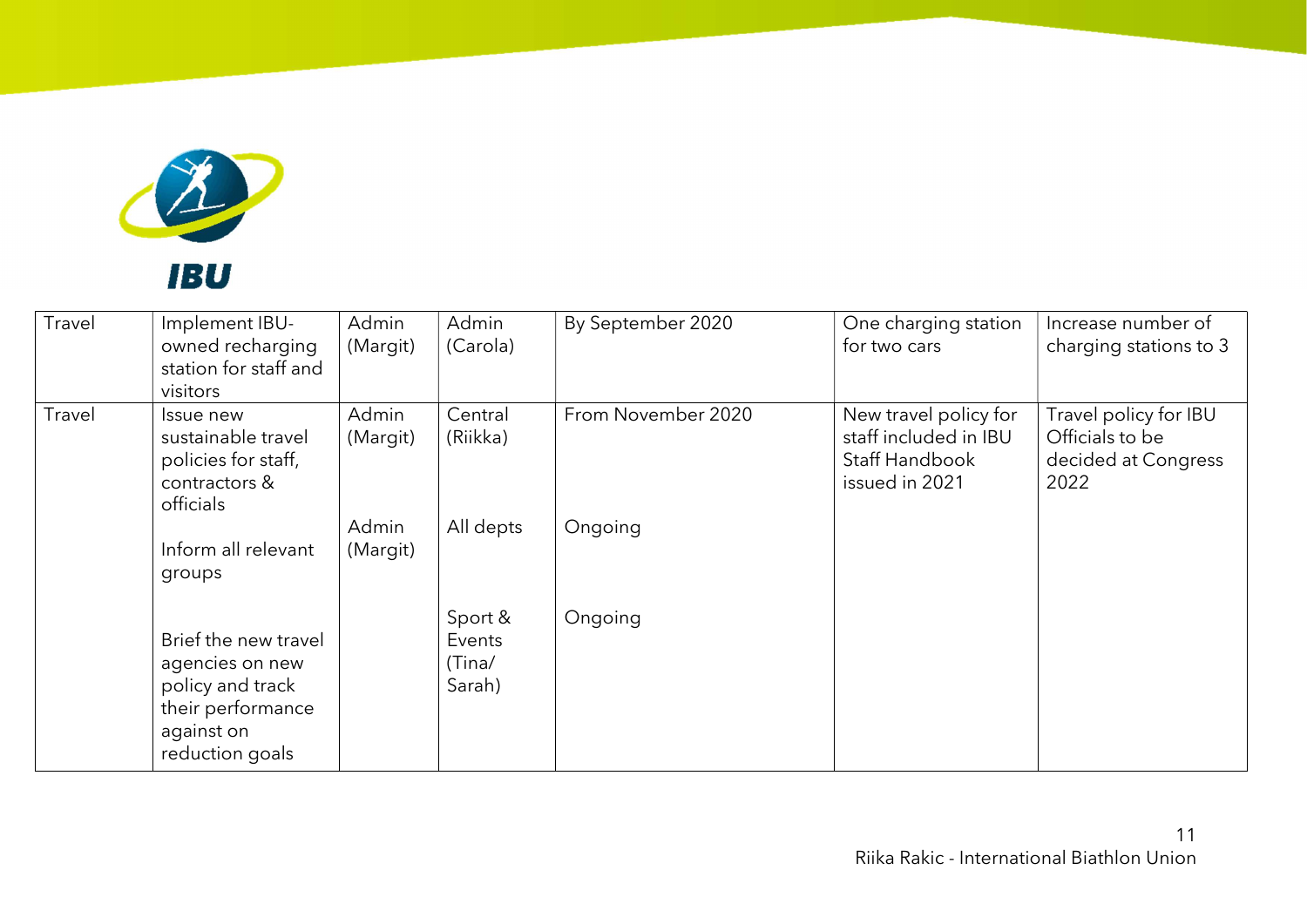| Travel | Implement IBU-owned recharging station for staff and visitors | Admin (Margit) | Admin (Carola) | By September 2020 | One charging station for two cars | Increase number of charging stations to 3 |
|---|---|---|---|---|---|---|
| Travel | Issue new sustainable travel policies for staff, contractors & officials | Admin (Margit) | Central (Riikka) | From November 2020 | New travel policy for staff included in IBU Staff Handbook issued in 2021 | Travel policy for IBU Officials to be decided at Congress 2022 |
| | Inform all relevant groups | Admin (Margit) | All depts | Ongoing | | |
| | Brief the new travel agencies on new policy and track their performance against on reduction goals | | Sport & Events (Tina/ Sarah) | Ongoing | | |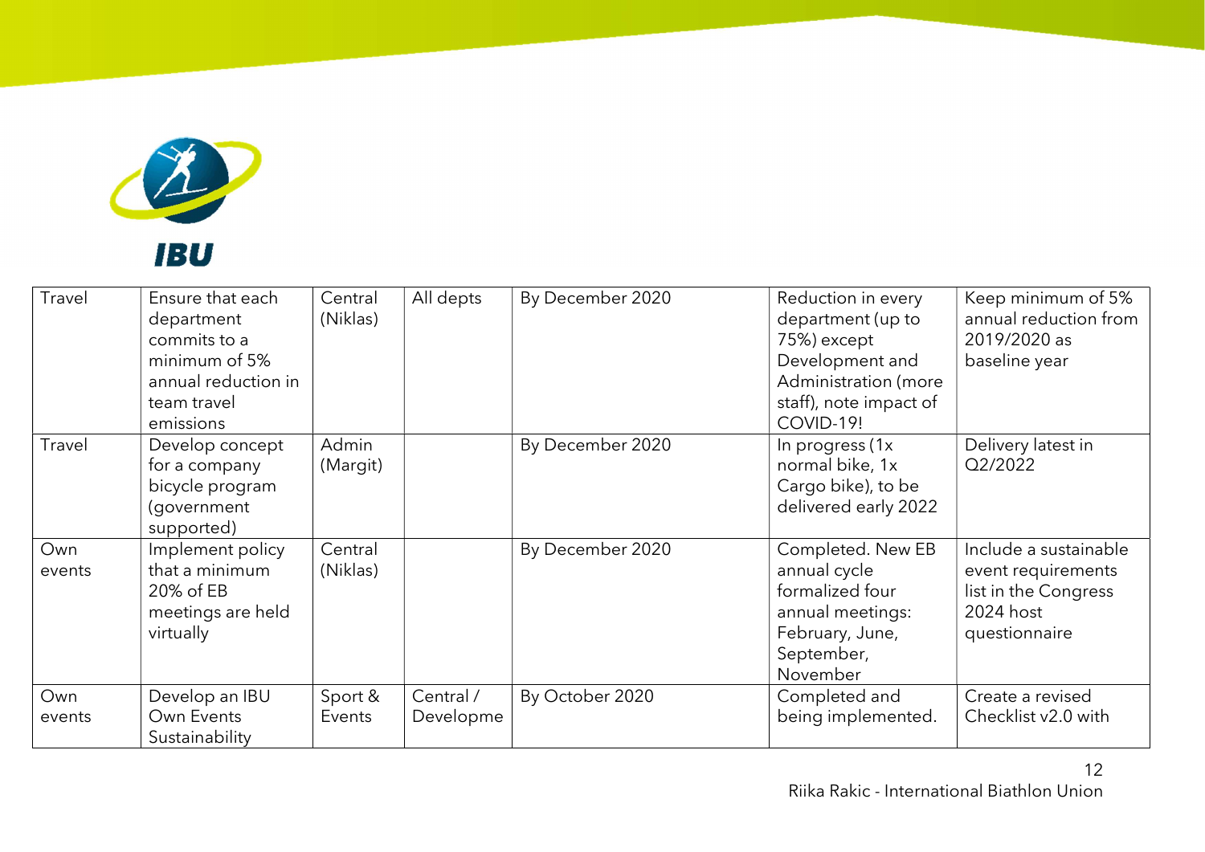| | | | | | | |
|---|---|---|---|---|---|---|
| Travel | Ensure that each department commits to a minimum of 5% annual reduction in team travel emissions | Central (Niklas) | All depts | By December 2020 | Reduction in every department (up to 75%) except Development and Administration (more staff), note impact of COVID-19! | Keep minimum of 5% annual reduction from 2019/2020 as baseline year |
| Travel | Develop concept for a company bicycle program (government supported) | Admin (Margit) | | By December 2020 | In progress (1x normal bike, 1x Cargo bike), to be delivered early 2022 | Delivery latest in Q2/2022 |
| Own events | Implement policy that a minimum 20% of EB meetings are held virtually | Central (Niklas) | | By December 2020 | Completed. New EB annual cycle formalized four annual meetings: February, June, September, November | Include a sustainable event requirements list in the Congress 2024 host questionnaire |
| Own events | Develop an IBU Own Events Sustainability | Sport & Events | Central / Developme | By October 2020 | Completed and being implemented. | Create a revised Checklist v2.0 with |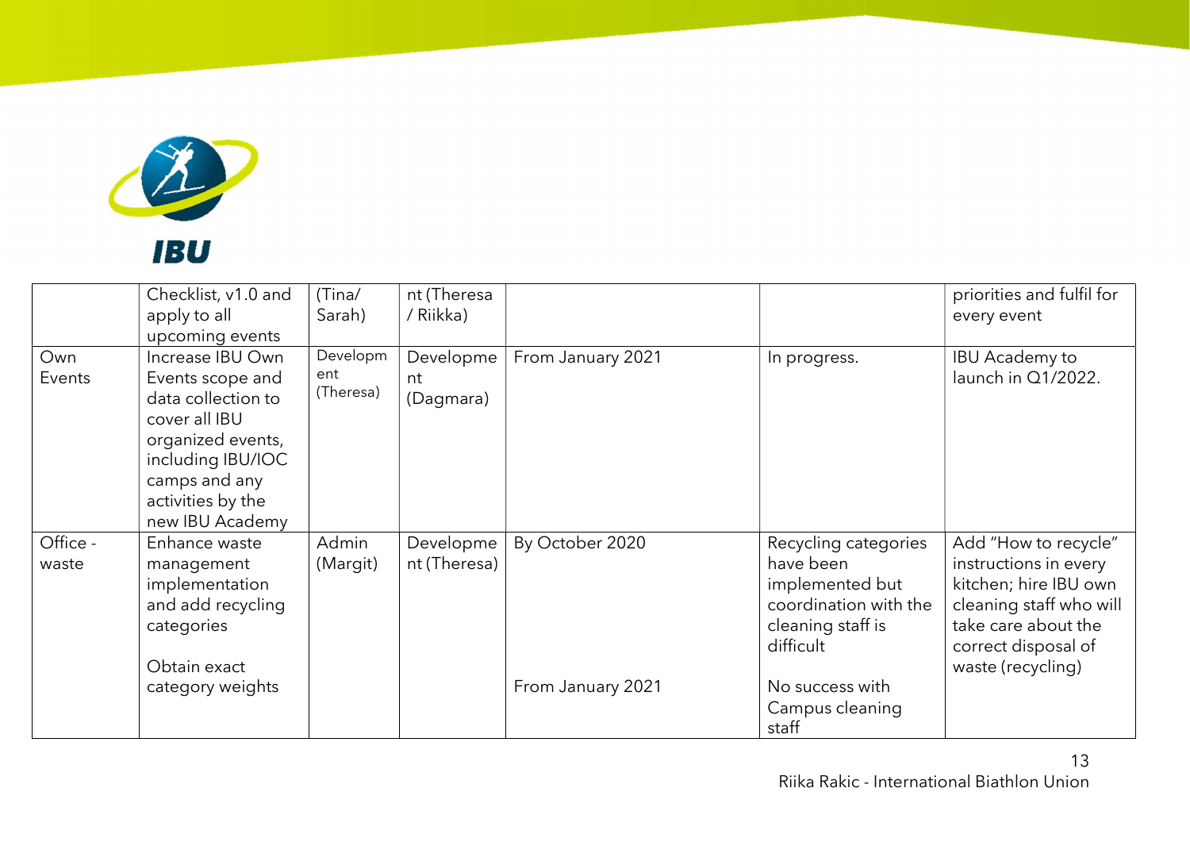| | | | | | | |
|---|---|---|---|---|---|---|
| | Checklist, v1.0 and apply to all upcoming events | (Tina/ Sarah) | nt (Theresa / Riikka) | | | priorities and fulfil for every event |
| Own Events | Increase IBU Own Events scope and data collection to cover all IBU organized events, including IBU/IOC camps and any activities by the new IBU Academy | Development (Theresa) | Development (Dagmara) | From January 2021 | In progress. | IBU Academy to launch in Q1/2022. |
| Office - waste | Enhance waste management implementation and add recycling categories<br><br>Obtain exact category weights | Admin (Margit) | Development (Theresa) | By October 2020<br><br>From January 2021 | Recycling categories have been implemented but coordination with the cleaning staff is difficult<br><br>No success with Campus cleaning staff | Add "How to recycle" instructions in every kitchen; hire IBU own cleaning staff who will take care about the correct disposal of waste (recycling) |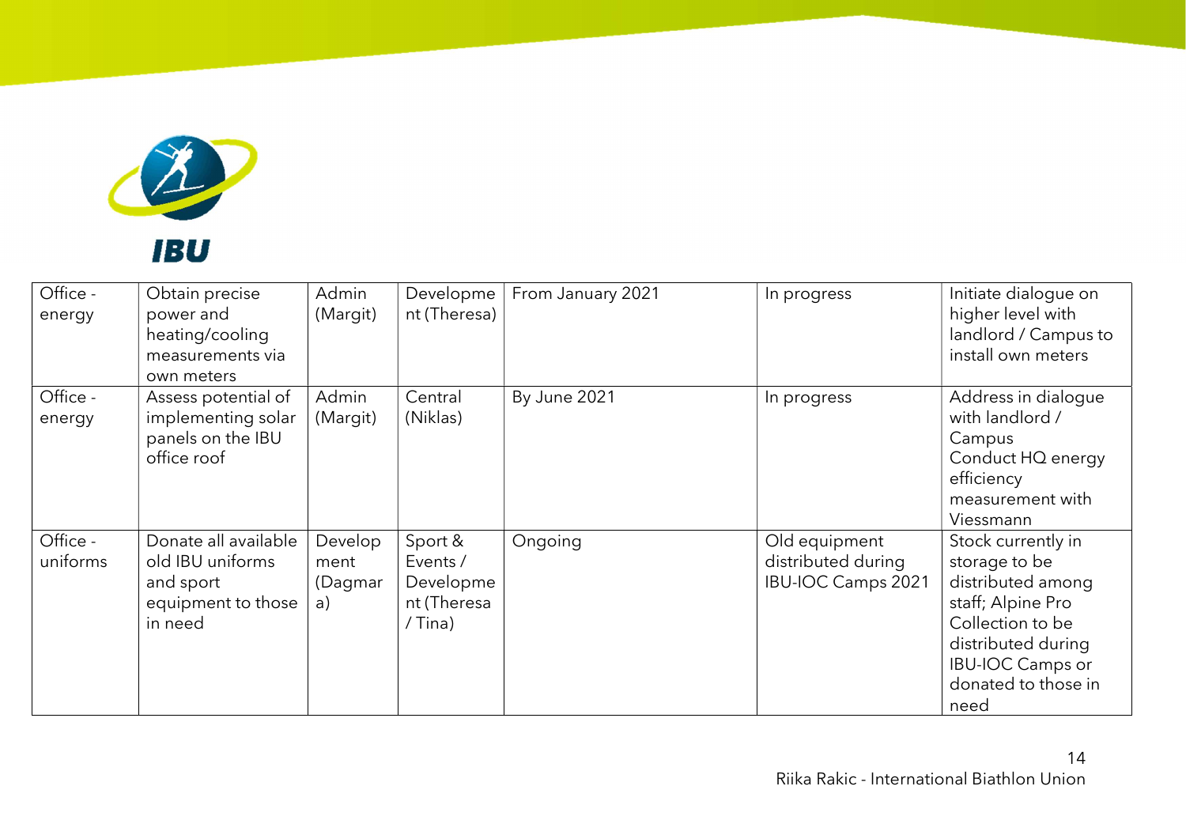| | | | | | | |
|---|---|---|---|---|---|---|
| Office - energy | Obtain precise power and heating/cooling measurements via own meters | Admin (Margit) | Development (Theresa) | From January 2021 | In progress | Initiate dialogue on higher level with landlord / Campus to install own meters |
| Office - energy | Assess potential of implementing solar panels on the IBU office roof | Admin (Margit) | Central (Niklas) | By June 2021 | In progress | Address in dialogue with landlord / Campus<br>Conduct HQ energy efficiency measurement with Viessmann |
| Office - uniforms | Donate all available old IBU uniforms and sport equipment to those in need | Development (Dagmara) | Sport & Events / Development (Theresa / Tina) | Ongoing | Old equipment distributed during IBU-IOC Camps 2021 | Stock currently in storage to be distributed among staff; Alpine Pro Collection to be distributed during IBU-IOC Camps or donated to those in need |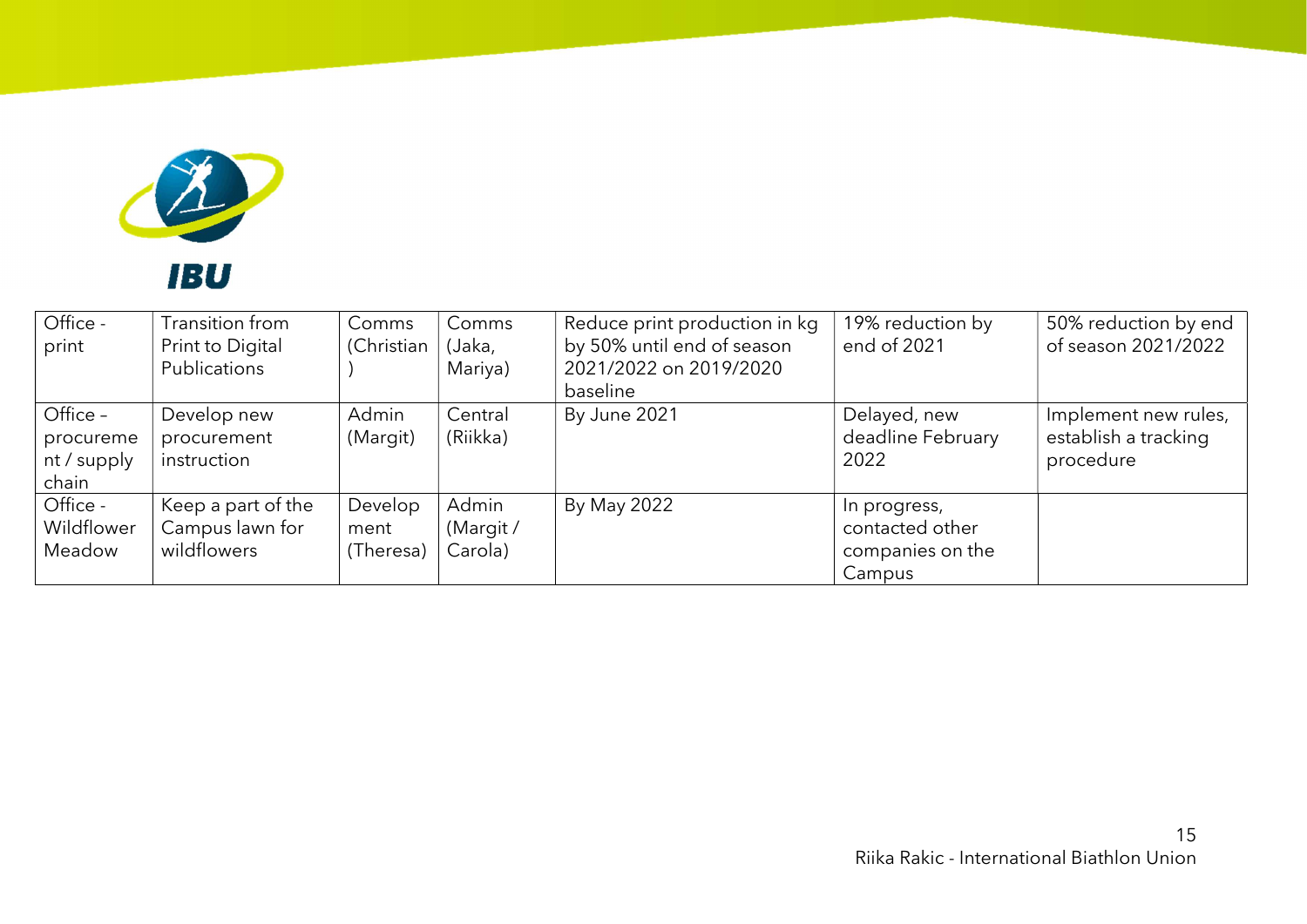| Office - print | Transition from Print to Digital Publications | Comms (Christian) | Comms (Jaka, Mariya) | Reduce print production in kg by 50% until end of season 2021/2022 on 2019/2020 baseline | 19% reduction by end of 2021 | 50% reduction by end of season 2021/2022 |
|---|---|---|---|---|---|---|
| Office – procurement / supply chain | Develop new procurement instruction | Admin (Margit) | Central (Riikka) | By June 2021 | Delayed, new deadline February 2022 | Implement new rules, establish a tracking procedure |
| Office - Wildflower Meadow | Keep a part of the Campus lawn for wildflowers | Development (Theresa) | Admin (Margit / Carola) | By May 2022 | In progress, contacted other companies on the Campus | |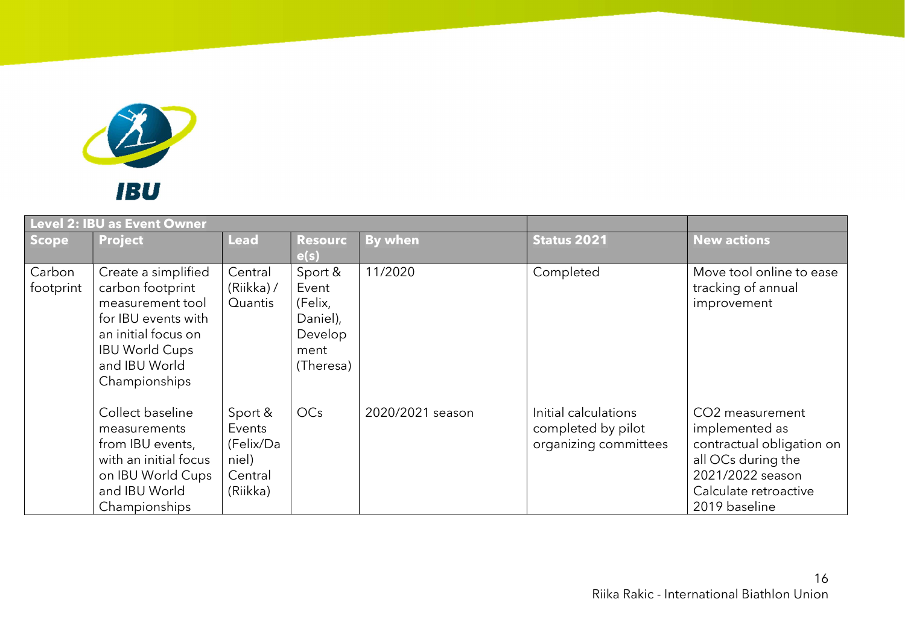| Level 2: IBU as Event Owner | | | | | | |
|---|---|---|---|---|---|---|
| **Scope** | **Project** | **Lead** | **Resource(s)** | **By when** | **Status 2021** | **New actions** |
| Carbon footprint | Create a simplified carbon footprint measurement tool for IBU events with an initial focus on IBU World Cups and IBU World Championships | Central (Riikka) / Quantis | Sport & Event (Felix, Daniel), Development (Theresa) | 11/2020 | Completed | Move tool online to ease tracking of annual improvement |
| | Collect baseline measurements from IBU events, with an initial focus on IBU World Cups and IBU World Championships | Sport & Events (Felix/Daniel) Central (Riikka) | OCs | 2020/2021 season | Initial calculations completed by pilot organizing committees | $CO_2$ measurement implemented as contractual obligation on all OCs during the 2021/2022 season<br>Calculate retroactive 2019 baseline |

Riika Rakic - International Biathlon Union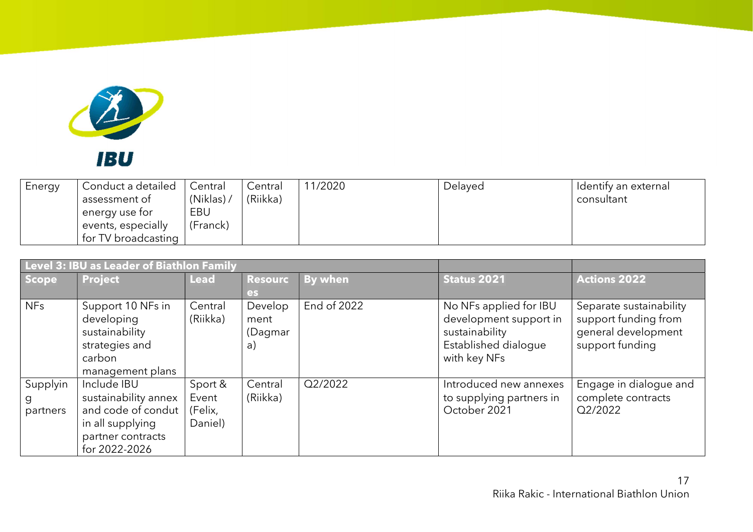| Energy | Conduct a detailed assessment of energy use for events, especially for TV broadcasting | Central (Niklas) / EBU (Franck) | Central (Riikka) | 11/2020 | Delayed | Identify an external consultant |
|---|---|---|---|---|---|---|

| Level 3: IBU as Leader of Biathlon Family | | | | | | |
|---|---|---|---|---|---|---|
| **Scope** | **Project** | **Lead** | **Resources** | **By when** | **Status 2021** | **Actions 2022** |
| NFs | Support 10 NFs in developing sustainability strategies and carbon management plans | Central (Riikka) | Development (Dagmara) | End of 2022 | No NFs applied for IBU development support in sustainability<br>Established dialogue with key NFs | Separate sustainability support funding from general development support funding |
| Supplying partners | Include IBU sustainability annex and code of condut in all supplying partner contracts for 2022-2026 | Sport & Event (Felix, Daniel) | Central (Riikka) | Q2/2022 | Introduced new annexes to supplying partners in October 2021 | Engage in dialogue and complete contracts Q2/2022 |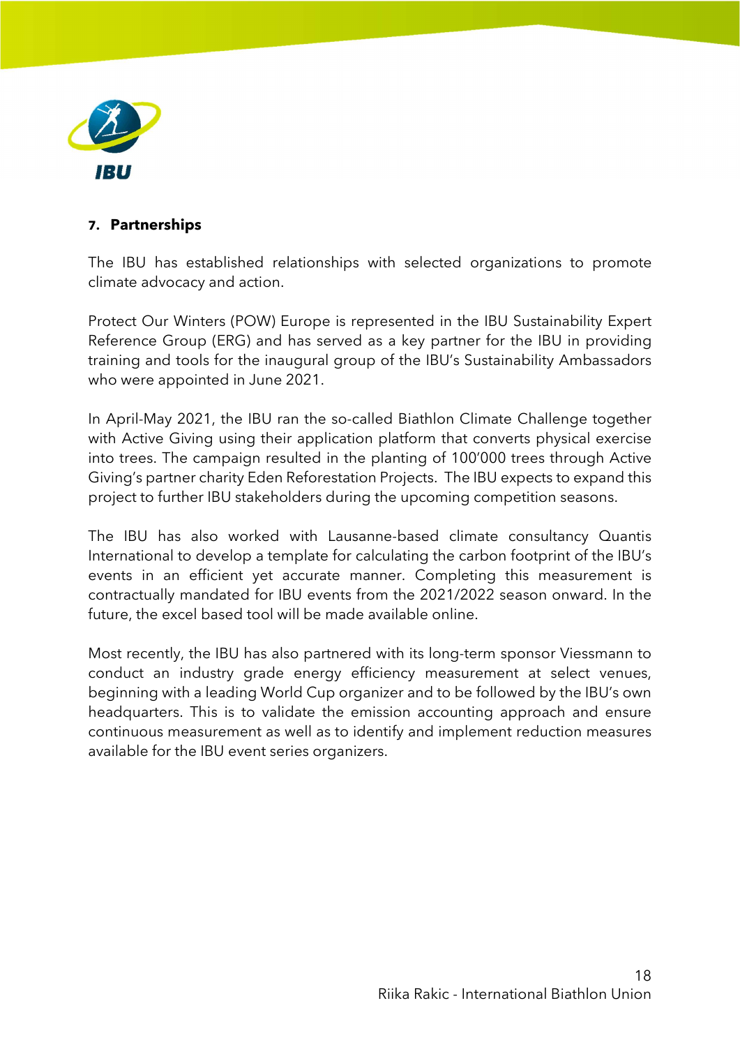## 7. Partnerships

The IBU has established relationships with selected organizations to promote climate advocacy and action.

Protect Our Winters (POW) Europe is represented in the IBU Sustainability Expert Reference Group (ERG) and has served as a key partner for the IBU in providing training and tools for the inaugural group of the IBU's Sustainability Ambassadors who were appointed in June 2021.

In April-May 2021, the IBU ran the so-called Biathlon Climate Challenge together with Active Giving using their application platform that converts physical exercise into trees. The campaign resulted in the planting of 100'000 trees through Active Giving's partner charity Eden Reforestation Projects. The IBU expects to expand this project to further IBU stakeholders during the upcoming competition seasons.

The IBU has also worked with Lausanne-based climate consultancy Quantis International to develop a template for calculating the carbon footprint of the IBU's events in an efficient yet accurate manner. Completing this measurement is contractually mandated for IBU events from the 2021/2022 season onward. In the future, the excel based tool will be made available online.

Most recently, the IBU has also partnered with its long-term sponsor Viessmann to conduct an industry grade energy efficiency measurement at select venues, beginning with a leading World Cup organizer and to be followed by the IBU's own headquarters. This is to validate the emission accounting approach and ensure continuous measurement as well as to identify and implement reduction measures available for the IBU event series organizers.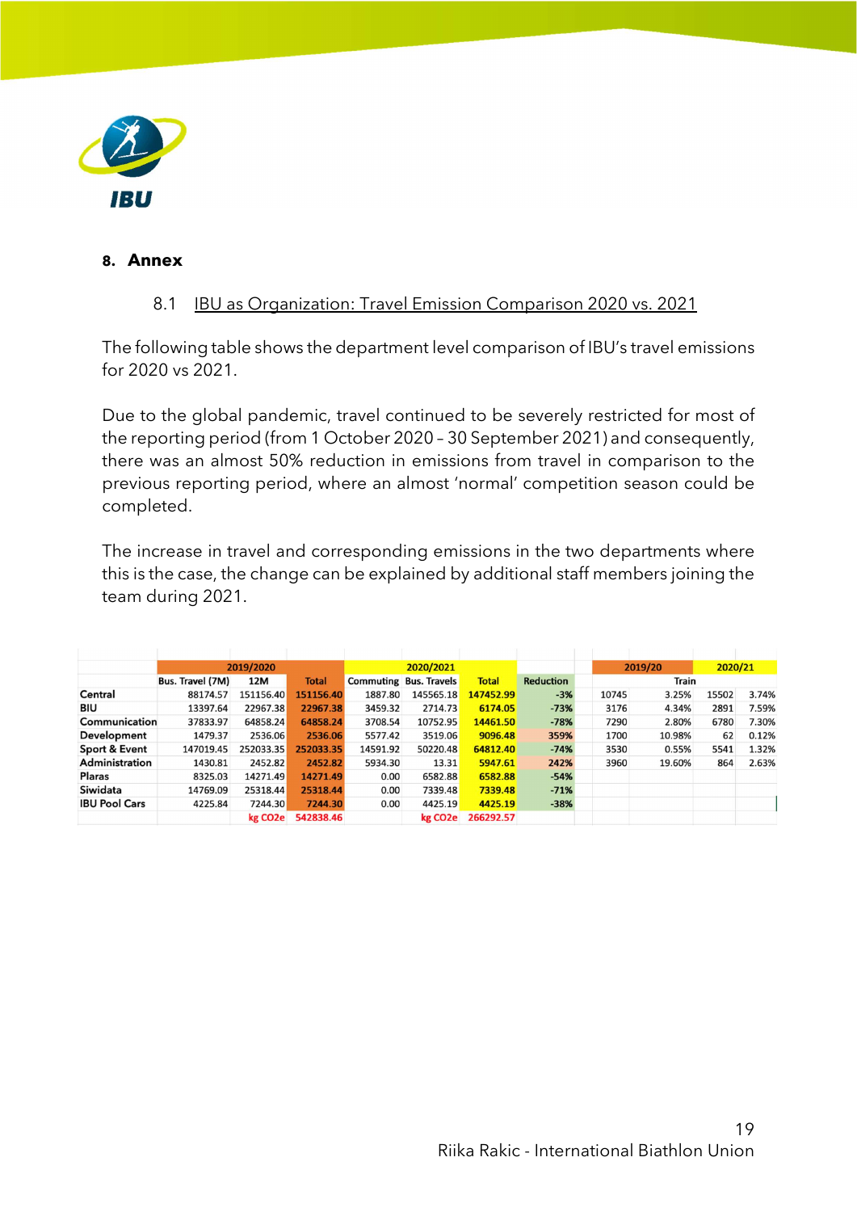## 8. Annex

### 8.1 IBU as Organization: Travel Emission Comparison 2020 vs. 2021

The following table shows the department level comparison of IBU's travel emissions for 2020 vs 2021.

Due to the global pandemic, travel continued to be severely restricted for most of the reporting period (from 1 October 2020 – 30 September 2021) and consequently, there was an almost 50% reduction in emissions from travel in comparison to the previous reporting period, where an almost 'normal' competition season could be completed.

The increase in travel and corresponding emissions in the two departments where this is the case, the change can be explained by additional staff members joining the team during 2021.

| | 2019/2020 | | | 2020/2021 | | | | | 2019/20 | | 2020/21 | |
|---|---|---|---|---|---|---|---|---|---|---|---|---|
| | Bus. Travel (7M) | 12M | Total | Commuting | Bus. Travels | Total | Reduction | | Train | | | |
| Central | 88174.57 | 151156.40 | 151156.40 | 1887.80 | 145565.18 | 147452.99 | -3% | | 10745 | 3.25% | 15502 | 3.74% |
| BIU | 13397.64 | 22967.38 | 22967.38 | 3459.32 | 2714.73 | 6174.05 | -73% | | 3176 | 4.34% | 2891 | 7.59% |
| Communication | 37833.97 | 64858.24 | 64858.24 | 3708.54 | 10752.95 | 14461.50 | -78% | | 7290 | 2.80% | 6780 | 7.30% |
| Development | 1479.37 | 2536.06 | 2536.06 | 5577.42 | 3519.06 | 9096.48 | 359% | | 1700 | 10.98% | 62 | 0.12% |
| Sport & Event | 147019.45 | 252033.35 | 252033.35 | 14591.92 | 50220.48 | 64812.40 | -74% | | 3530 | 0.55% | 5541 | 1.32% |
| Administration | 1430.81 | 2452.82 | 2452.82 | 5934.30 | 13.31 | 5947.61 | 242% | | 3960 | 19.60% | 864 | 2.63% |
| Plaras | 8325.03 | 14271.49 | 14271.49 | 0.00 | 6582.88 | 6582.88 | -54% | | | | | |
| Siwidata | 14769.09 | 25318.44 | 25318.44 | 0.00 | 7339.48 | 7339.48 | -71% | | | | | |
| IBU Pool Cars | 4225.84 | 7244.30 | 7244.30 | 0.00 | 4425.19 | 4425.19 | -38% | | | | | |
| | | kg CO2e | 542838.46 | | kg CO2e | 266292.57 | | | | | | |